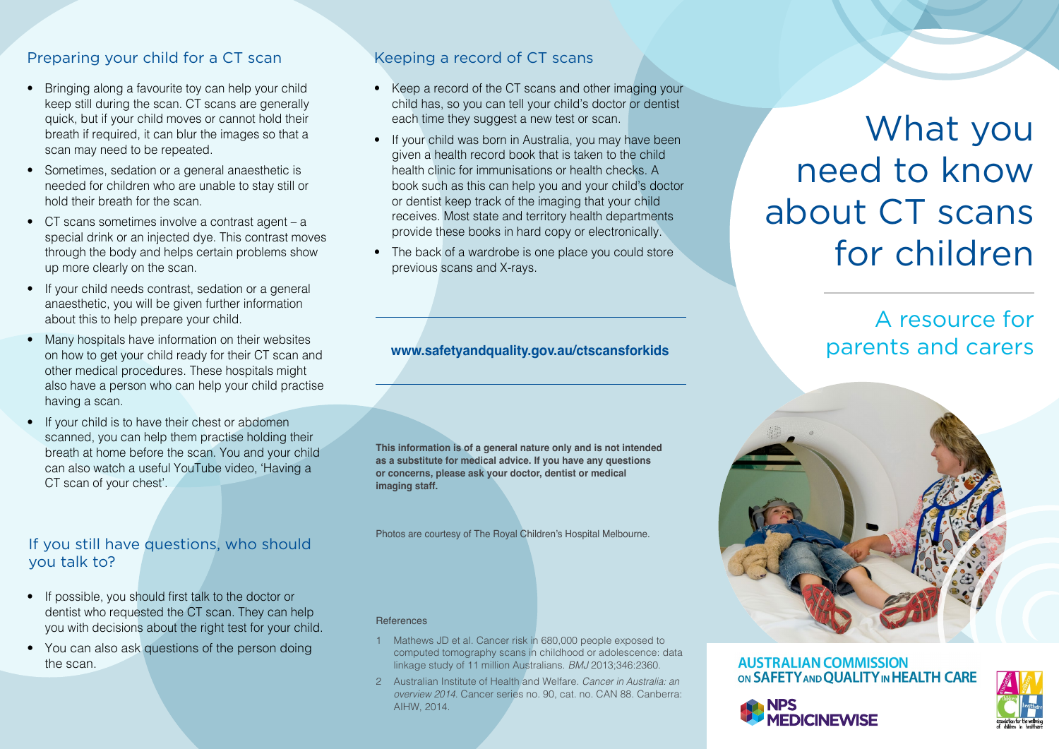## Preparing your child for a CT scan

- Bringing along a favourite toy can help your child keep still during the scan. CT scans are generally quick, but if your child moves or cannot hold their breath if required, it can blur the images so that a scan may need to be repeated.
- Sometimes, sedation or a general anaesthetic is needed for children who are unable to stay still or hold their breath for the scan.
- CT scans sometimes involve a contrast agent – a special drink or an injected dye. This contrast moves through the body and helps certain problems show up more clearly on the scan.
- If your child needs contrast, sedation or a general anaesthetic, you will be given further information about this to help prepare your child.
- Many hospitals have information on their websites on how to get your child ready for their CT scan and other medical procedures. These hospitals might also have a person who can help your child practise having a scan.
- If your child is to have their chest or abdomen scanned, you can help them practise holding their breath at home before the scan. You and your child can also watch a useful YouTube video, 'Having a CT scan of your chest'.

## If you still have questions, who should you talk to?

- If possible, you should first talk to the doctor or dentist who requested the CT scan. They can help you with decisions about the right test for your child.
- You can also ask questions of the person doing the scan.

## Keeping a record of CT scans

- Keep a record of the CT scans and other imaging your child has, so you can tell your child's doctor or dentist each time they suggest a new test or scan.
- If your child was born in Australia, you may have been given a health record book that is taken to the child health clinic for immunisations or health checks. A book such as this can help you and your child's doctor or dentist keep track of the imaging that your child receives. Most state and territory health departments provide these books in hard copy or electronically.
- The back of a wardrobe is one place you could store previous scans and X-rays.

**www.safetyandquality.gov.au/ctscansforkids**

**This information is of a general nature only and is not intended as a substitute for medical advice. If you have any questions or concerns, please ask your doctor, dentist or medical imaging staff.**

Photos are courtesy of The Royal Children's Hospital Melbourne.

References

1. Mathews JD et al. Cancer risk in 680,000 people exposed to computed tomography scans in childhood or adolescence: data linkage study of 11 million Australians. *BMJ* 2013;346:2360.
2. Australian Institute of Health and Welfare. *Cancer in Australia: an overview 2014.* Cancer series no. 90, cat. no. CAN 88. Canberra: AIHW, 2014.

# What you need to know about CT scans for children

## A resource for parents and carers

AUSTRALIAN COMMISSION ON SAFETY AND QUALITY IN HEALTH CARE

NPS MEDICINEWISE

association for the wellbeing of children in healthcare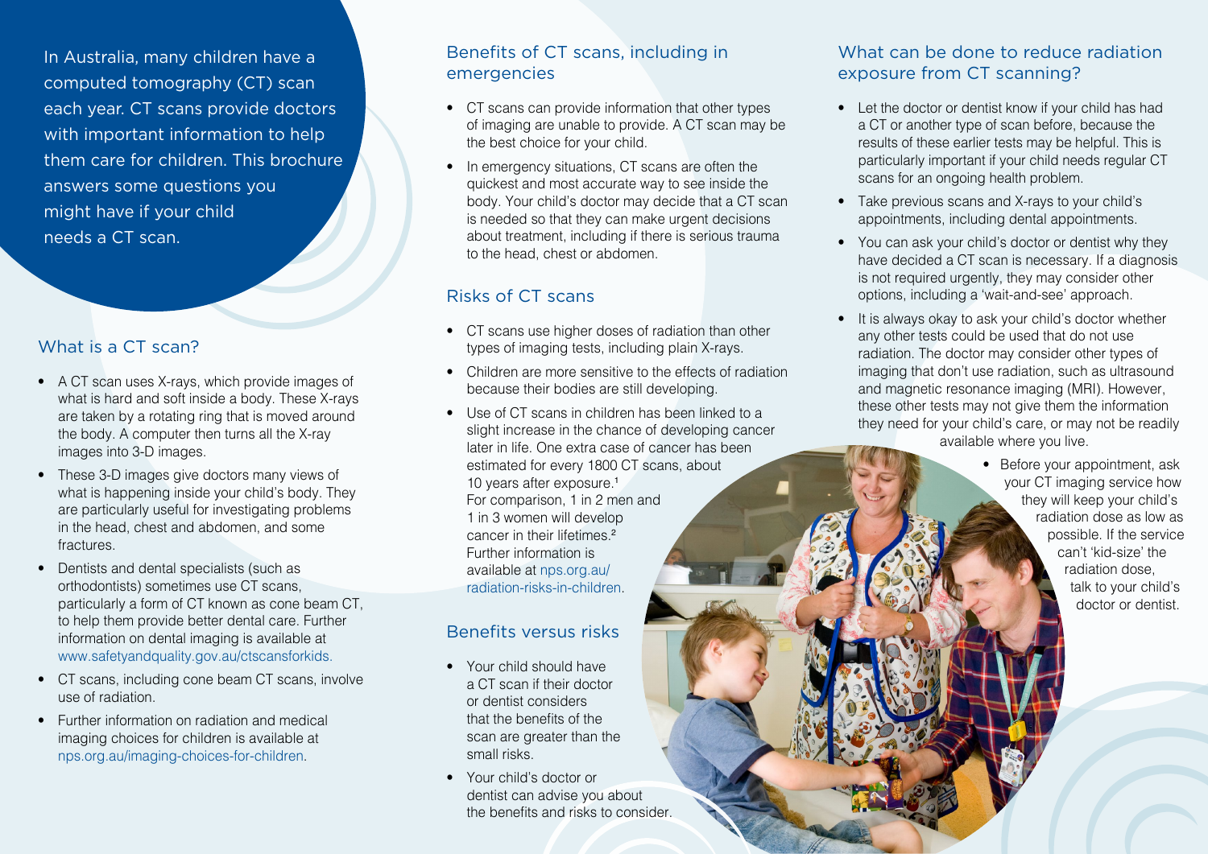In Australia, many children have a computed tomography (CT) scan each year. CT scans provide doctors with important information to help them care for children. This brochure answers some questions you might have if your child needs a CT scan.

## What is a CT scan?

- A CT scan uses X-rays, which provide images of what is hard and soft inside a body. These X-rays are taken by a rotating ring that is moved around the body. A computer then turns all the X-ray images into 3-D images.
- These 3-D images give doctors many views of what is happening inside your child's body. They are particularly useful for investigating problems in the head, chest and abdomen, and some fractures.
- Dentists and dental specialists (such as orthodontists) sometimes use CT scans, particularly a form of CT known as cone beam CT, to help them provide better dental care. Further information on dental imaging is available at www.safetyandquality.gov.au/ctscansforkids.
- CT scans, including cone beam CT scans, involve use of radiation.
- Further information on radiation and medical imaging choices for children is available at nps.org.au/imaging-choices-for-children.

## Benefits of CT scans, including in emergencies

- CT scans can provide information that other types of imaging are unable to provide. A CT scan may be the best choice for your child.
- In emergency situations, CT scans are often the quickest and most accurate way to see inside the body. Your child's doctor may decide that a CT scan is needed so that they can make urgent decisions about treatment, including if there is serious trauma to the head, chest or abdomen.

## Risks of CT scans

- CT scans use higher doses of radiation than other types of imaging tests, including plain X-rays.
- Children are more sensitive to the effects of radiation because their bodies are still developing.
- Use of CT scans in children has been linked to a slight increase in the chance of developing cancer later in life. One extra case of cancer has been estimated for every 1800 CT scans, about 10 years after exposure.[1] For comparison, 1 in 2 men and 1 in 3 women will develop cancer in their lifetimes.[2] Further information is available at nps.org.au/radiation-risks-in-children.

## Benefits versus risks

- Your child should have a CT scan if their doctor or dentist considers that the benefits of the scan are greater than the small risks.
- Your child's doctor or dentist can advise you about the benefits and risks to consider.

## What can be done to reduce radiation exposure from CT scanning?

- Let the doctor or dentist know if your child has had a CT or another type of scan before, because the results of these earlier tests may be helpful. This is particularly important if your child needs regular CT scans for an ongoing health problem.
- Take previous scans and X-rays to your child's appointments, including dental appointments.
- You can ask your child's doctor or dentist why they have decided a CT scan is necessary. If a diagnosis is not required urgently, they may consider other options, including a 'wait-and-see' approach.
- It is always okay to ask your child's doctor whether any other tests could be used that do not use radiation. The doctor may consider other types of imaging that don't use radiation, such as ultrasound and magnetic resonance imaging (MRI). However, these other tests may not give them the information they need for your child's care, or may not be readily available where you live.
- Before your appointment, ask your CT imaging service how they will keep your child's radiation dose as low as possible. If the service can't 'kid-size' the radiation dose, talk to your child's doctor or dentist.